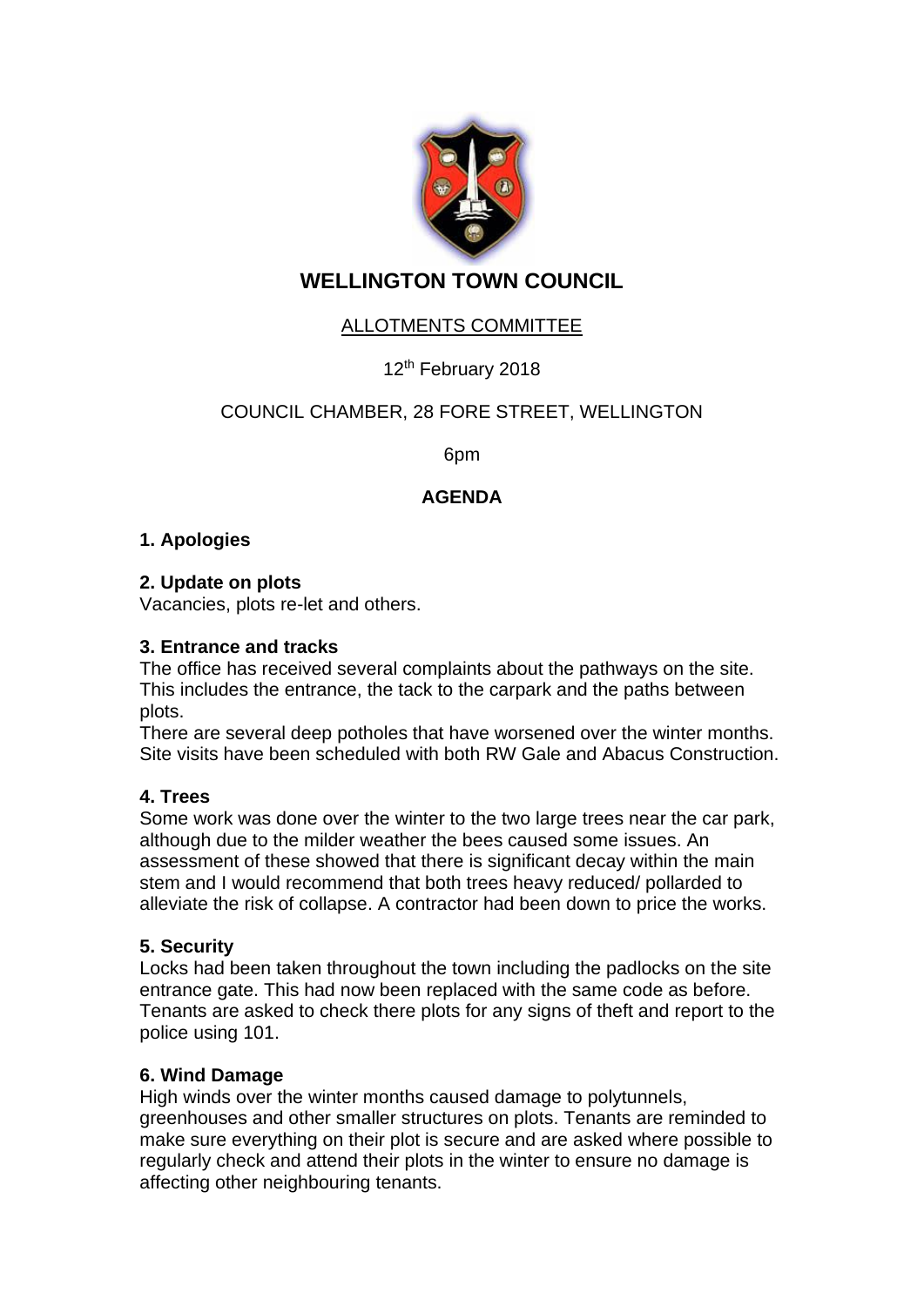# WELLINGTON TOWN COUNCIL

ALLOTMENTS COMMITTEE

12th February 2018

COUNCIL CHAMBER, 28 FORE STREET, WELLINGTON

6pm

**AGENDA**

**1. Apologies**

**2. Update on plots**

Vacancies, plots re-let and others.

**3. Entrance and tracks**

The office has received several complaints about the pathways on the site. This includes the entrance, the tack to the carpark and the paths between plots.

There are several deep potholes that have worsened over the winter months. Site visits have been scheduled with both RW Gale and Abacus Construction.

**4. Trees**

Some work was done over the winter to the two large trees near the car park, although due to the milder weather the bees caused some issues. An assessment of these showed that there is significant decay within the main stem and I would recommend that both trees heavy reduced/ pollarded to alleviate the risk of collapse. A contractor had been down to price the works.

**5. Security**

Locks had been taken throughout the town including the padlocks on the site entrance gate. This had now been replaced with the same code as before. Tenants are asked to check there plots for any signs of theft and report to the police using 101.

**6. Wind Damage**

High winds over the winter months caused damage to polytunnels, greenhouses and other smaller structures on plots. Tenants are reminded to make sure everything on their plot is secure and are asked where possible to regularly check and attend their plots in the winter to ensure no damage is affecting other neighbouring tenants.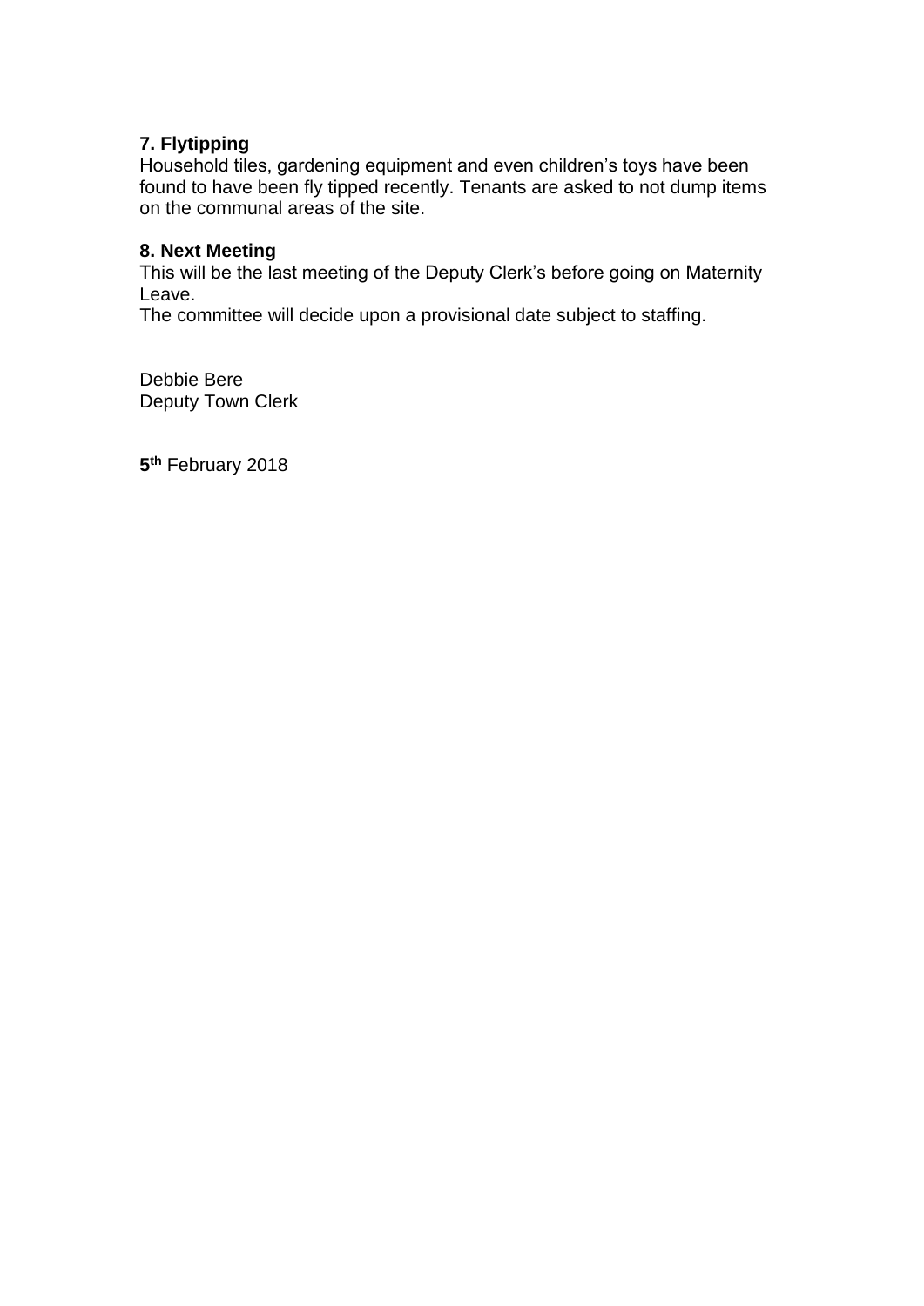### 7. Flytipping

Household tiles, gardening equipment and even children's toys have been found to have been fly tipped recently. Tenants are asked to not dump items on the communal areas of the site.

### 8. Next Meeting

This will be the last meeting of the Deputy Clerk's before going on Maternity Leave.
The committee will decide upon a provisional date subject to staffing.

Debbie Bere
Deputy Town Clerk

**5th** February 2018